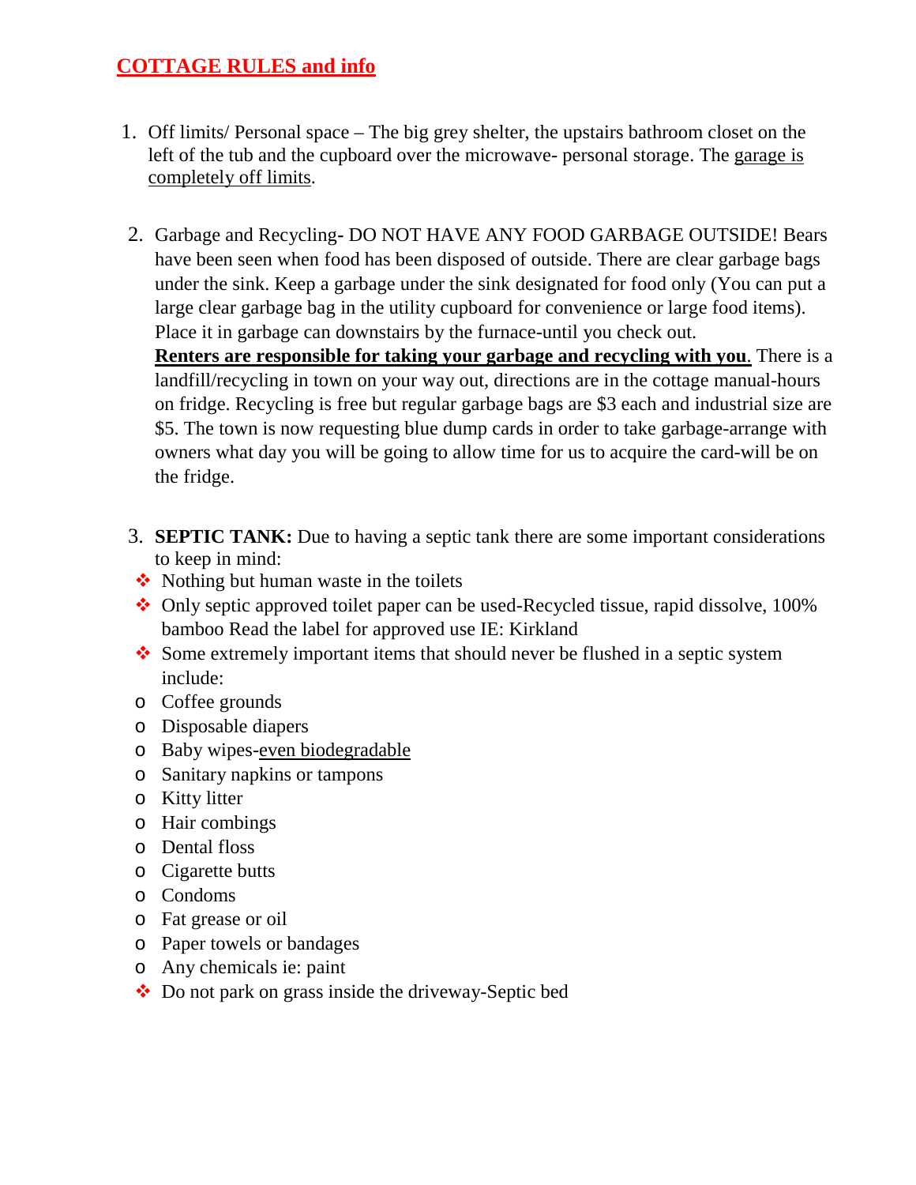# COTTAGE RULES and info

1. Off limits/ Personal space – The big grey shelter, the upstairs bathroom closet on the left of the tub and the cupboard over the microwave- personal storage. The garage is completely off limits.

2. Garbage and Recycling- DO NOT HAVE ANY FOOD GARBAGE OUTSIDE! Bears have been seen when food has been disposed of outside. There are clear garbage bags under the sink. Keep a garbage under the sink designated for food only (You can put a large clear garbage bag in the utility cupboard for convenience or large food items). Place it in garbage can downstairs by the furnace-until you check out.
   **Renters are responsible for taking your garbage and recycling with you**. There is a landfill/recycling in town on your way out, directions are in the cottage manual-hours on fridge. Recycling is free but regular garbage bags are $3 each and industrial size are $5. The town is now requesting blue dump cards in order to take garbage-arrange with owners what day you will be going to allow time for us to acquire the card-will be on the fridge.

3. **SEPTIC TANK:** Due to having a septic tank there are some important considerations to keep in mind:
   - Nothing but human waste in the toilets
   - Only septic approved toilet paper can be used-Recycled tissue, rapid dissolve, 100% bamboo Read the label for approved use IE: Kirkland
   - Some extremely important items that should never be flushed in a septic system include:
     - Coffee grounds
     - Disposable diapers
     - Baby wipes-even biodegradable
     - Sanitary napkins or tampons
     - Kitty litter
     - Hair combings
     - Dental floss
     - Cigarette butts
     - Condoms
     - Fat grease or oil
     - Paper towels or bandages
     - Any chemicals ie: paint
   - Do not park on grass inside the driveway-Septic bed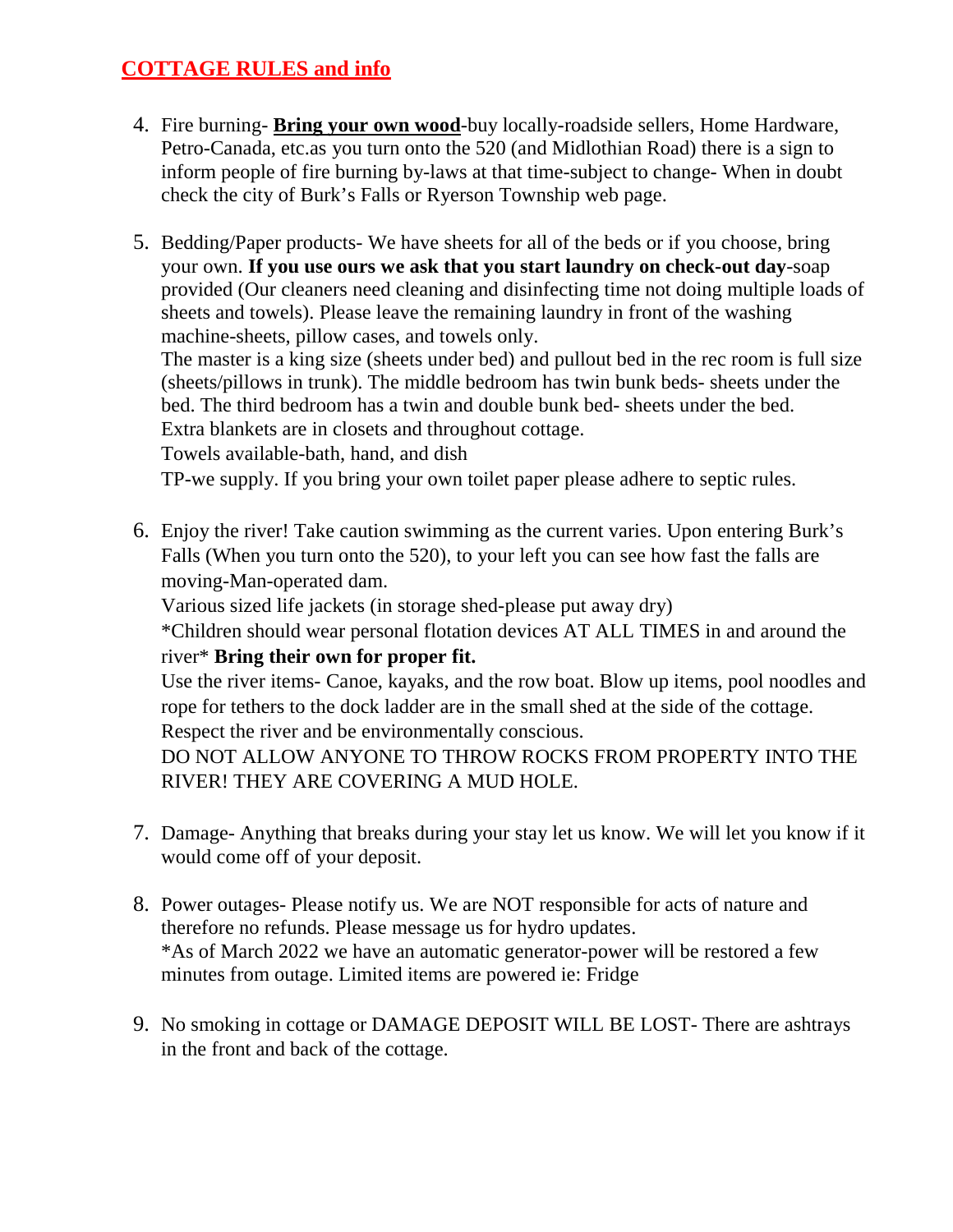# COTTAGE RULES and info

4. Fire burning- **Bring your own wood**-buy locally-roadside sellers, Home Hardware, Petro-Canada, etc.as you turn onto the 520 (and Midlothian Road) there is a sign to inform people of fire burning by-laws at that time-subject to change- When in doubt check the city of Burk's Falls or Ryerson Township web page.

5. Bedding/Paper products- We have sheets for all of the beds or if you choose, bring your own. **If you use ours we ask that you start laundry on check-out day**-soap provided (Our cleaners need cleaning and disinfecting time not doing multiple loads of sheets and towels). Please leave the remaining laundry in front of the washing machine-sheets, pillow cases, and towels only.
   The master is a king size (sheets under bed) and pullout bed in the rec room is full size (sheets/pillows in trunk). The middle bedroom has twin bunk beds- sheets under the bed. The third bedroom has a twin and double bunk bed- sheets under the bed.
   Extra blankets are in closets and throughout cottage.
   Towels available-bath, hand, and dish
   TP-we supply. If you bring your own toilet paper please adhere to septic rules.

6. Enjoy the river! Take caution swimming as the current varies. Upon entering Burk's Falls (When you turn onto the 520), to your left you can see how fast the falls are moving-Man-operated dam.
   Various sized life jackets (in storage shed-please put away dry)
   *Children should wear personal flotation devices AT ALL TIMES in and around the river* **Bring their own for proper fit.**
   Use the river items- Canoe, kayaks, and the row boat. Blow up items, pool noodles and rope for tethers to the dock ladder are in the small shed at the side of the cottage.
   Respect the river and be environmentally conscious.
   DO NOT ALLOW ANYONE TO THROW ROCKS FROM PROPERTY INTO THE RIVER! THEY ARE COVERING A MUD HOLE.

7. Damage- Anything that breaks during your stay let us know. We will let you know if it would come off of your deposit.

8. Power outages- Please notify us. We are NOT responsible for acts of nature and therefore no refunds. Please message us for hydro updates.
   *As of March 2022 we have an automatic generator-power will be restored a few minutes from outage. Limited items are powered ie: Fridge

9. No smoking in cottage or DAMAGE DEPOSIT WILL BE LOST- There are ashtrays in the front and back of the cottage.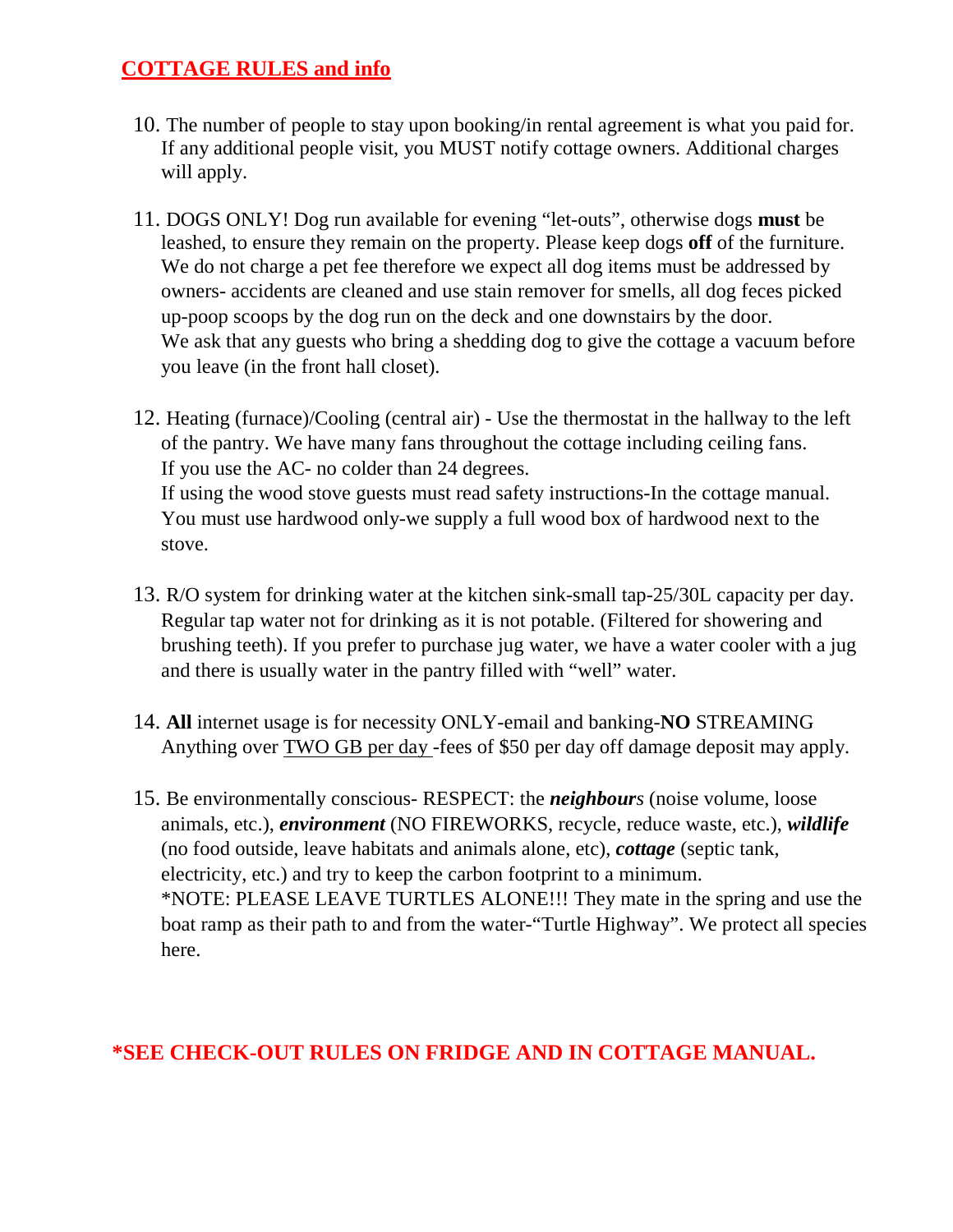## COTTAGE RULES and info

10. The number of people to stay upon booking/in rental agreement is what you paid for. If any additional people visit, you MUST notify cottage owners. Additional charges will apply.

11. DOGS ONLY! Dog run available for evening "let-outs", otherwise dogs **must** be leashed, to ensure they remain on the property. Please keep dogs **off** of the furniture. We do not charge a pet fee therefore we expect all dog items must be addressed by owners- accidents are cleaned and use stain remover for smells, all dog feces picked up-poop scoops by the dog run on the deck and one downstairs by the door.
    We ask that any guests who bring a shedding dog to give the cottage a vacuum before you leave (in the front hall closet).

12. Heating (furnace)/Cooling (central air) - Use the thermostat in the hallway to the left of the pantry. We have many fans throughout the cottage including ceiling fans.
    If you use the AC- no colder than 24 degrees.
    If using the wood stove guests must read safety instructions-In the cottage manual. You must use hardwood only-we supply a full wood box of hardwood next to the stove.

13. R/O system for drinking water at the kitchen sink-small tap-25/30L capacity per day. Regular tap water not for drinking as it is not potable. (Filtered for showering and brushing teeth). If you prefer to purchase jug water, we have a water cooler with a jug and there is usually water in the pantry filled with "well" water.

14. **All** internet usage is for necessity ONLY-email and banking-**NO** STREAMING Anything over <u>TWO GB per day</u> -fees of $50 per day off damage deposit may apply.

15. Be environmentally conscious- RESPECT: the ***neighbour****s* (noise volume, loose animals, etc.), ***environment*** (NO FIREWORKS, recycle, reduce waste, etc.), ***wildlife*** (no food outside, leave habitats and animals alone, etc), ***cottage*** (septic tank, electricity, etc.) and try to keep the carbon footprint to a minimum.
    *NOTE: PLEASE LEAVE TURTLES ALONE!!! They mate in the spring and use the boat ramp as their path to and from the water-"Turtle Highway". We protect all species here.

**\*SEE CHECK-OUT RULES ON FRIDGE AND IN COTTAGE MANUAL.**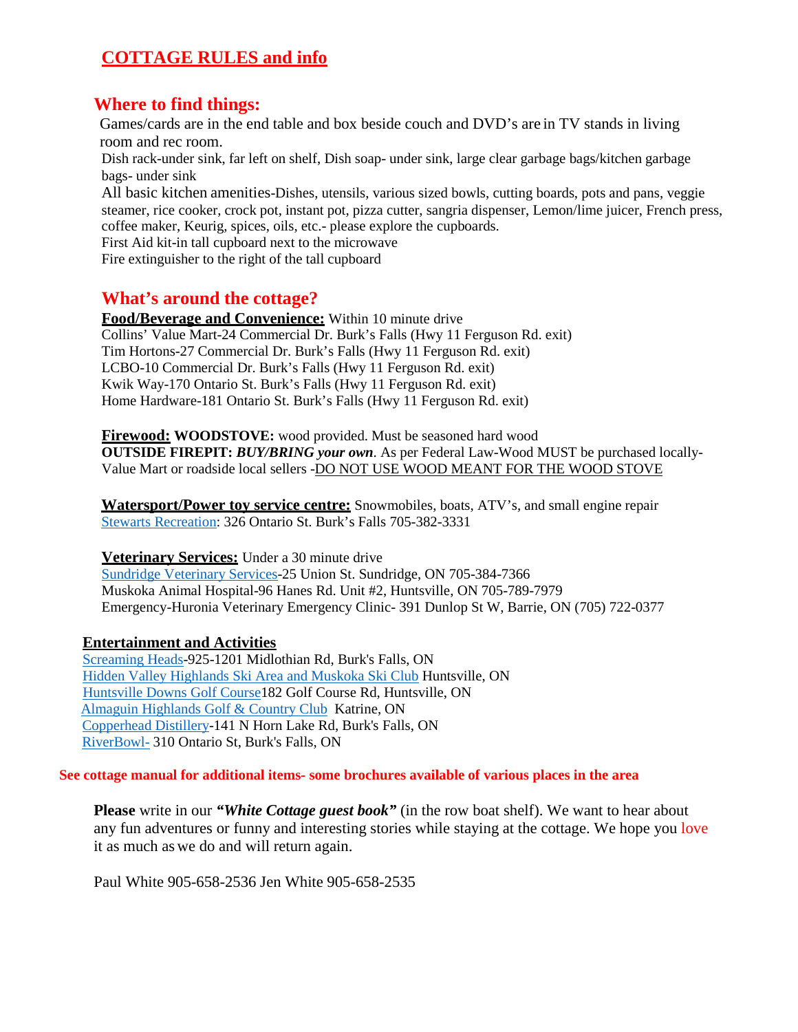# COTTAGE RULES and info

## Where to find things:

Games/cards are in the end table and box beside couch and DVD's are in TV stands in living room and rec room.

Dish rack-under sink, far left on shelf, Dish soap- under sink, large clear garbage bags/kitchen garbage bags- under sink

All basic kitchen amenities-Dishes, utensils, various sized bowls, cutting boards, pots and pans, veggie steamer, rice cooker, crock pot, instant pot, pizza cutter, sangria dispenser, Lemon/lime juicer, French press, coffee maker, Keurig, spices, oils, etc.- please explore the cupboards.

First Aid kit-in tall cupboard next to the microwave

Fire extinguisher to the right of the tall cupboard

## What's around the cottage?

**Food/Beverage and Convenience:** Within 10 minute drive

Collins' Value Mart-24 Commercial Dr. Burk's Falls (Hwy 11 Ferguson Rd. exit)

Tim Hortons-27 Commercial Dr. Burk's Falls (Hwy 11 Ferguson Rd. exit)

LCBO-10 Commercial Dr. Burk's Falls (Hwy 11 Ferguson Rd. exit)

Kwik Way-170 Ontario St. Burk's Falls (Hwy 11 Ferguson Rd. exit)

Home Hardware-181 Ontario St. Burk's Falls (Hwy 11 Ferguson Rd. exit)

**Firewood:** **WOODSTOVE:** wood provided. Must be seasoned hard wood

**OUTSIDE FIREPIT:** ***BUY/BRING your own***. As per Federal Law-Wood MUST be purchased locally- Value Mart or roadside local sellers -DO NOT USE WOOD MEANT FOR THE WOOD STOVE

**Watersport/Power toy service centre:** Snowmobiles, boats, ATV's, and small engine repair

Stewarts Recreation: 326 Ontario St. Burk's Falls 705-382-3331

**Veterinary Services:** Under a 30 minute drive

Sundridge Veterinary Services-25 Union St. Sundridge, ON 705-384-7366

Muskoka Animal Hospital-96 Hanes Rd. Unit #2, Huntsville, ON 705-789-7979

Emergency-Huronia Veterinary Emergency Clinic- 391 Dunlop St W, Barrie, ON (705) 722-0377

**Entertainment and Activities**

Screaming Heads-925-1201 Midlothian Rd, Burk's Falls, ON

Hidden Valley Highlands Ski Area and Muskoka Ski Club Huntsville, ON

Huntsville Downs Golf Course182 Golf Course Rd, Huntsville, ON

Almaguin Highlands Golf & Country Club Katrine, ON

Copperhead Distillery-141 N Horn Lake Rd, Burk's Falls, ON

RiverBowl- 310 Ontario St, Burk's Falls, ON

**See cottage manual for additional items- some brochures available of various places in the area**

**Please** write in our ***"White Cottage guest book"*** (in the row boat shelf). We want to hear about any fun adventures or funny and interesting stories while staying at the cottage. We hope you love it as much as we do and will return again.

Paul White 905-658-2536 Jen White 905-658-2535